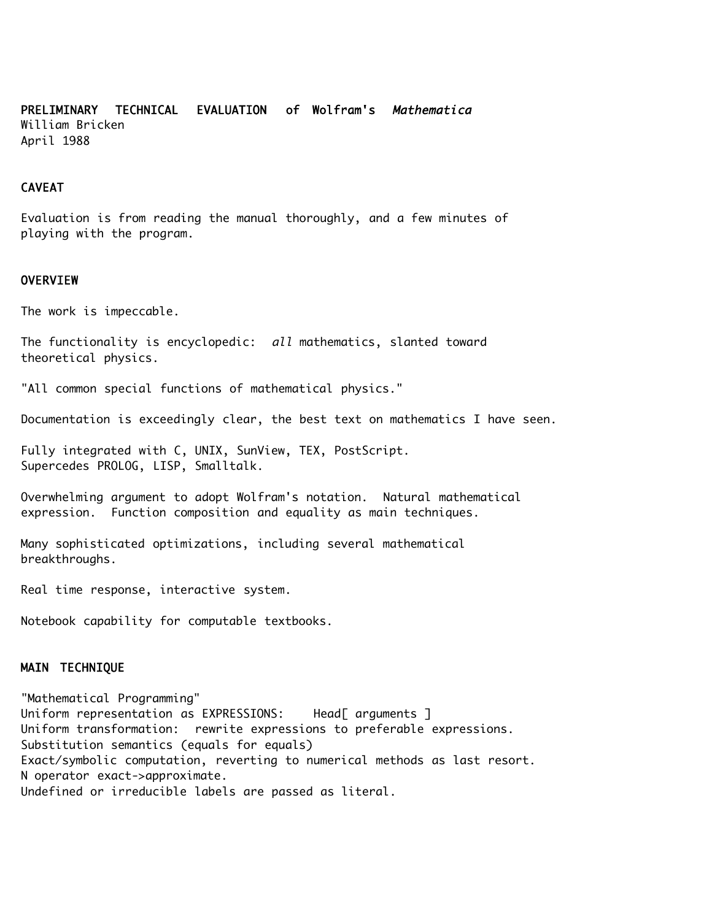# PRELIMINARY TECHNICAL EVALUATION of Wolfram's *Mathematica*

William Bricken
April 1988

## CAVEAT

Evaluation is from reading the manual thoroughly, and a few minutes of playing with the program.

## OVERVIEW

The work is impeccable.

The functionality is encyclopedic: *all* mathematics, slanted toward theoretical physics.

"All common special functions of mathematical physics."

Documentation is exceedingly clear, the best text on mathematics I have seen.

Fully integrated with C, UNIX, SunView, TEX, PostScript.
Supercedes PROLOG, LISP, Smalltalk.

Overwhelming argument to adopt Wolfram's notation. Natural mathematical expression. Function composition and equality as main techniques.

Many sophisticated optimizations, including several mathematical breakthroughs.

Real time response, interactive system.

Notebook capability for computable textbooks.

## MAIN TECHNIQUE

"Mathematical Programming"
Uniform representation as EXPRESSIONS: Head[ arguments ]
Uniform transformation: rewrite expressions to preferable expressions.
Substitution semantics (equals for equals)
Exact/symbolic computation, reverting to numerical methods as last resort.
N operator exact->approximate.
Undefined or irreducible labels are passed as literal.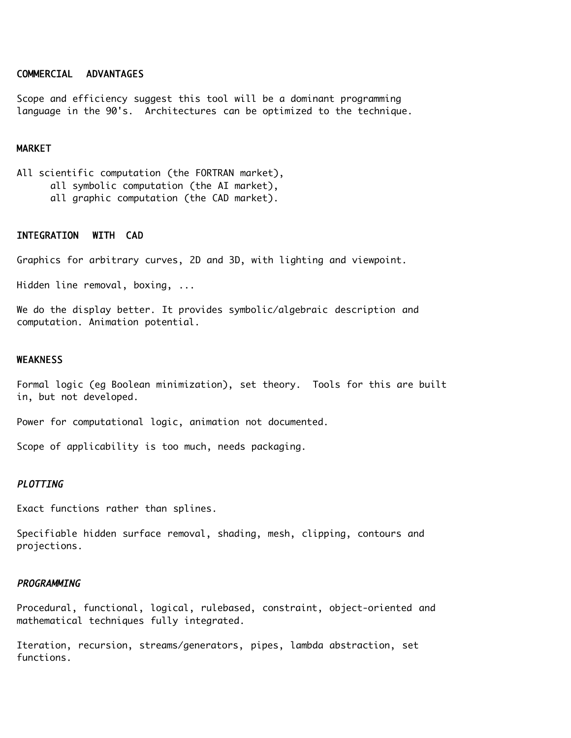## COMMERCIAL ADVANTAGES

Scope and efficiency suggest this tool will be a dominant programming language in the 90's. Architectures can be optimized to the technique.

## MARKET

All scientific computation (the FORTRAN market),
all symbolic computation (the AI market),
all graphic computation (the CAD market).

## INTEGRATION WITH CAD

Graphics for arbitrary curves, 2D and 3D, with lighting and viewpoint.

Hidden line removal, boxing, ...

We do the display better. It provides symbolic/algebraic description and computation. Animation potential.

## WEAKNESS

Formal logic (eg Boolean minimization), set theory. Tools for this are built in, but not developed.

Power for computational logic, animation not documented.

Scope of applicability is too much, needs packaging.

### *PLOTTING*

Exact functions rather than splines.

Specifiable hidden surface removal, shading, mesh, clipping, contours and projections.

### *PROGRAMMING*

Procedural, functional, logical, rulebased, constraint, object-oriented and mathematical techniques fully integrated.

Iteration, recursion, streams/generators, pipes, lambda abstraction, set functions.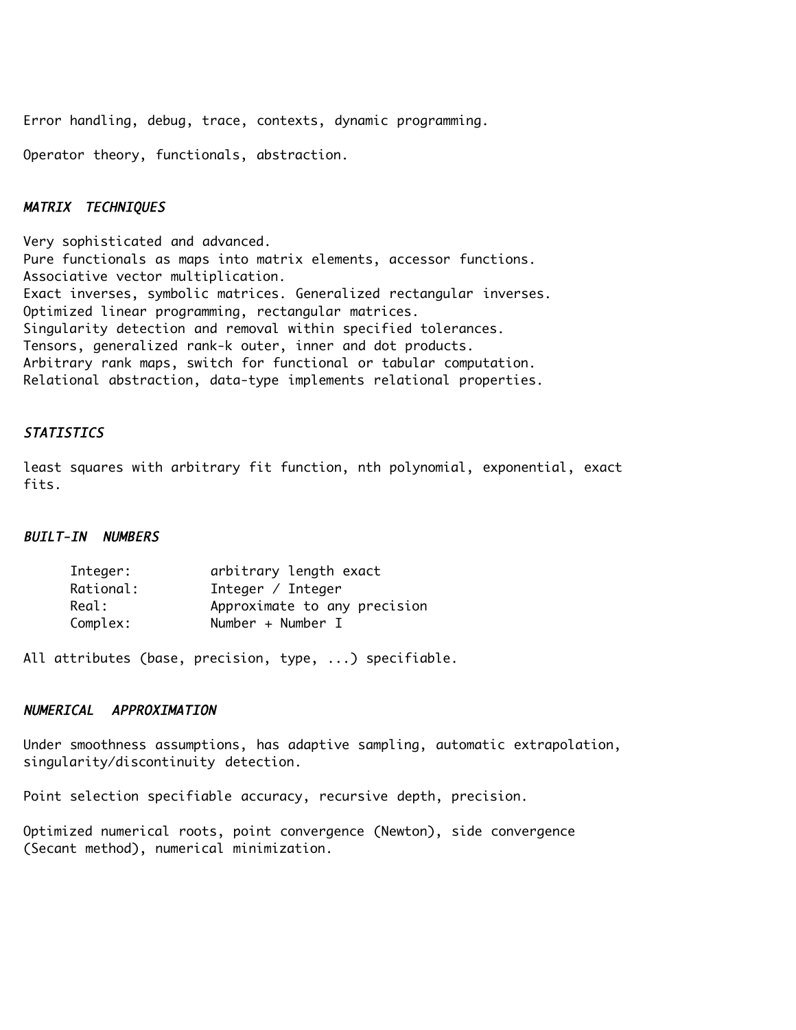Error handling, debug, trace, contexts, dynamic programming.

Operator theory, functionals, abstraction.

### *MATRIX TECHNIQUES*

Very sophisticated and advanced.
Pure functionals as maps into matrix elements, accessor functions.
Associative vector multiplication.
Exact inverses, symbolic matrices. Generalized rectangular inverses.
Optimized linear programming, rectangular matrices.
Singularity detection and removal within specified tolerances.
Tensors, generalized rank-k outer, inner and dot products.
Arbitrary rank maps, switch for functional or tabular computation.
Relational abstraction, data-type implements relational properties.

### *STATISTICS*

least squares with arbitrary fit function, nth polynomial, exponential, exact fits.

### *BUILT-IN NUMBERS*

| | |
|---|---|
| Integer: | arbitrary length exact |
| Rational: | Integer / Integer |
| Real: | Approximate to any precision |
| Complex: | Number + Number I |

All attributes (base, precision, type, ...) specifiable.

### *NUMERICAL APPROXIMATION*

Under smoothness assumptions, has adaptive sampling, automatic extrapolation, singularity/discontinuity detection.

Point selection specifiable accuracy, recursive depth, precision.

Optimized numerical roots, point convergence (Newton), side convergence (Secant method), numerical minimization.